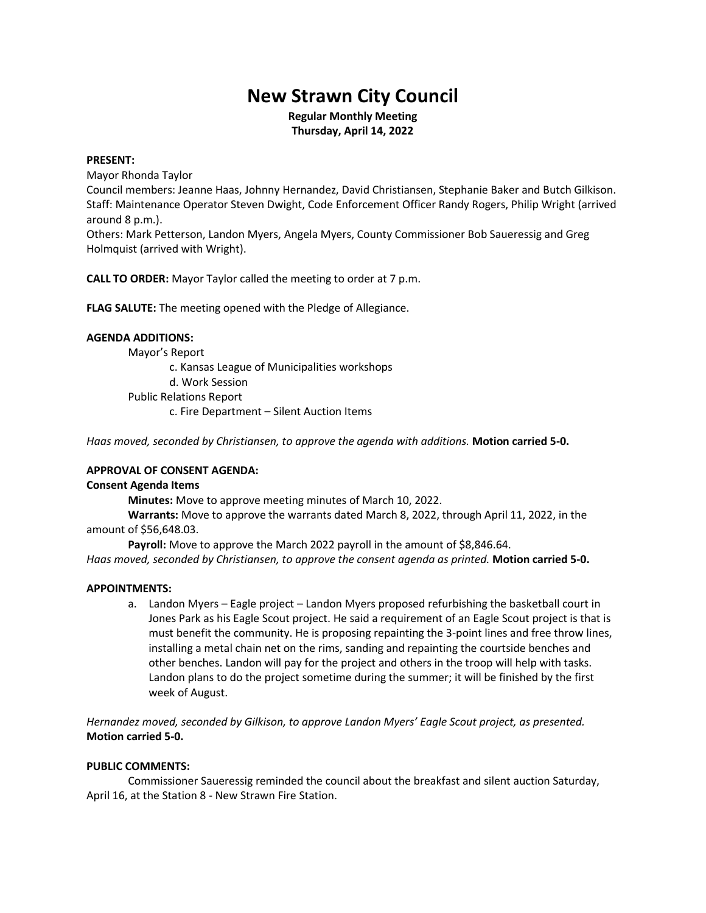# New Strawn City Council

**Regular Monthly Meeting**
**Thursday, April 14, 2022**

**PRESENT:**

Mayor Rhonda Taylor

Council members: Jeanne Haas, Johnny Hernandez, David Christiansen, Stephanie Baker and Butch Gilkison.

Staff: Maintenance Operator Steven Dwight, Code Enforcement Officer Randy Rogers, Philip Wright (arrived around 8 p.m.).

Others: Mark Petterson, Landon Myers, Angela Myers, County Commissioner Bob Saueressig and Greg Holmquist (arrived with Wright).

**CALL TO ORDER:** Mayor Taylor called the meeting to order at 7 p.m.

**FLAG SALUTE:** The meeting opened with the Pledge of Allegiance.

**AGENDA ADDITIONS:**

Mayor's Report

c. Kansas League of Municipalities workshops

d. Work Session

Public Relations Report

c. Fire Department – Silent Auction Items

*Haas moved, seconded by Christiansen, to approve the agenda with additions.* **Motion carried 5-0.**

**APPROVAL OF CONSENT AGENDA:**

**Consent Agenda Items**

**Minutes:** Move to approve meeting minutes of March 10, 2022.

**Warrants:** Move to approve the warrants dated March 8, 2022, through April 11, 2022, in the amount of $56,648.03.

**Payroll:** Move to approve the March 2022 payroll in the amount of $8,846.64.

*Haas moved, seconded by Christiansen, to approve the consent agenda as printed.* **Motion carried 5-0.**

**APPOINTMENTS:**

a. Landon Myers – Eagle project – Landon Myers proposed refurbishing the basketball court in Jones Park as his Eagle Scout project. He said a requirement of an Eagle Scout project is that is must benefit the community. He is proposing repainting the 3-point lines and free throw lines, installing a metal chain net on the rims, sanding and repainting the courtside benches and other benches. Landon will pay for the project and others in the troop will help with tasks. Landon plans to do the project sometime during the summer; it will be finished by the first week of August.

*Hernandez moved, seconded by Gilkison, to approve Landon Myers' Eagle Scout project, as presented.* **Motion carried 5-0.**

**PUBLIC COMMENTS:**

Commissioner Saueressig reminded the council about the breakfast and silent auction Saturday, April 16, at the Station 8 - New Strawn Fire Station.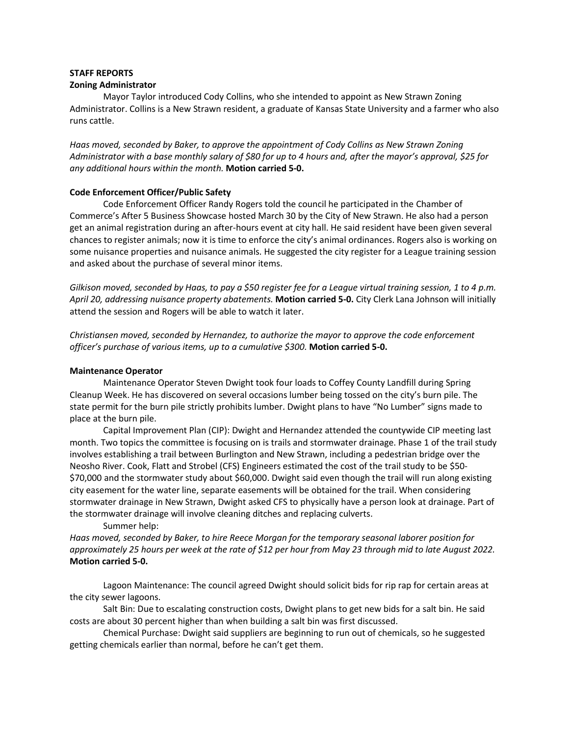**STAFF REPORTS**

**Zoning Administrator**

Mayor Taylor introduced Cody Collins, who she intended to appoint as New Strawn Zoning Administrator. Collins is a New Strawn resident, a graduate of Kansas State University and a farmer who also runs cattle.

*Haas moved, seconded by Baker, to approve the appointment of Cody Collins as New Strawn Zoning Administrator with a base monthly salary of $80 for up to 4 hours and, after the mayor's approval, $25 for any additional hours within the month.* **Motion carried 5-0.**

**Code Enforcement Officer/Public Safety**

Code Enforcement Officer Randy Rogers told the council he participated in the Chamber of Commerce's After 5 Business Showcase hosted March 30 by the City of New Strawn. He also had a person get an animal registration during an after-hours event at city hall. He said resident have been given several chances to register animals; now it is time to enforce the city's animal ordinances. Rogers also is working on some nuisance properties and nuisance animals. He suggested the city register for a League training session and asked about the purchase of several minor items.

*Gilkison moved, seconded by Haas, to pay a $50 register fee for a League virtual training session, 1 to 4 p.m. April 20, addressing nuisance property abatements.* **Motion carried 5-0.** City Clerk Lana Johnson will initially attend the session and Rogers will be able to watch it later.

*Christiansen moved, seconded by Hernandez, to authorize the mayor to approve the code enforcement officer's purchase of various items, up to a cumulative $300.* **Motion carried 5-0.**

**Maintenance Operator**

Maintenance Operator Steven Dwight took four loads to Coffey County Landfill during Spring Cleanup Week. He has discovered on several occasions lumber being tossed on the city's burn pile. The state permit for the burn pile strictly prohibits lumber. Dwight plans to have "No Lumber" signs made to place at the burn pile.

Capital Improvement Plan (CIP): Dwight and Hernandez attended the countywide CIP meeting last month. Two topics the committee is focusing on is trails and stormwater drainage. Phase 1 of the trail study involves establishing a trail between Burlington and New Strawn, including a pedestrian bridge over the Neosho River. Cook, Flatt and Strobel (CFS) Engineers estimated the cost of the trail study to be $50-$70,000 and the stormwater study about $60,000. Dwight said even though the trail will run along existing city easement for the water line, separate easements will be obtained for the trail. When considering stormwater drainage in New Strawn, Dwight asked CFS to physically have a person look at drainage. Part of the stormwater drainage will involve cleaning ditches and replacing culverts.

Summer help:

*Haas moved, seconded by Baker, to hire Reece Morgan for the temporary seasonal laborer position for approximately 25 hours per week at the rate of $12 per hour from May 23 through mid to late August 2022.* **Motion carried 5-0.**

Lagoon Maintenance: The council agreed Dwight should solicit bids for rip rap for certain areas at the city sewer lagoons.

Salt Bin: Due to escalating construction costs, Dwight plans to get new bids for a salt bin. He said costs are about 30 percent higher than when building a salt bin was first discussed.

Chemical Purchase: Dwight said suppliers are beginning to run out of chemicals, so he suggested getting chemicals earlier than normal, before he can't get them.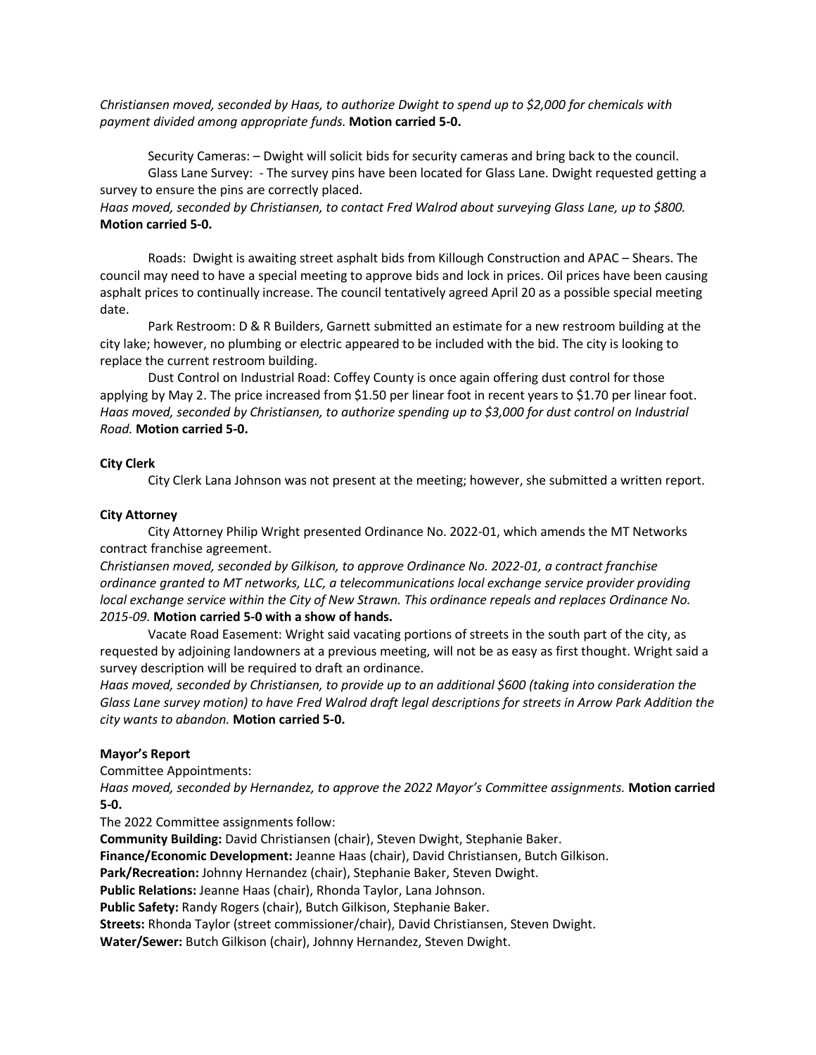*Christiansen moved, seconded by Haas, to authorize Dwight to spend up to $2,000 for chemicals with payment divided among appropriate funds.* **Motion carried 5-0.**

Security Cameras: – Dwight will solicit bids for security cameras and bring back to the council.

Glass Lane Survey: - The survey pins have been located for Glass Lane. Dwight requested getting a survey to ensure the pins are correctly placed.

*Haas moved, seconded by Christiansen, to contact Fred Walrod about surveying Glass Lane, up to $800.* **Motion carried 5-0.**

Roads: Dwight is awaiting street asphalt bids from Killough Construction and APAC – Shears. The council may need to have a special meeting to approve bids and lock in prices. Oil prices have been causing asphalt prices to continually increase. The council tentatively agreed April 20 as a possible special meeting date.

Park Restroom: D & R Builders, Garnett submitted an estimate for a new restroom building at the city lake; however, no plumbing or electric appeared to be included with the bid. The city is looking to replace the current restroom building.

Dust Control on Industrial Road: Coffey County is once again offering dust control for those applying by May 2. The price increased from $1.50 per linear foot in recent years to $1.70 per linear foot.

*Haas moved, seconded by Christiansen, to authorize spending up to $3,000 for dust control on Industrial Road.* **Motion carried 5-0.**

**City Clerk**

City Clerk Lana Johnson was not present at the meeting; however, she submitted a written report.

**City Attorney**

City Attorney Philip Wright presented Ordinance No. 2022-01, which amends the MT Networks contract franchise agreement.

*Christiansen moved, seconded by Gilkison, to approve Ordinance No. 2022-01, a contract franchise ordinance granted to MT networks, LLC, a telecommunications local exchange service provider providing local exchange service within the City of New Strawn. This ordinance repeals and replaces Ordinance No. 2015-09.* **Motion carried 5-0 with a show of hands.**

Vacate Road Easement: Wright said vacating portions of streets in the south part of the city, as requested by adjoining landowners at a previous meeting, will not be as easy as first thought. Wright said a survey description will be required to draft an ordinance.

*Haas moved, seconded by Christiansen, to provide up to an additional $600 (taking into consideration the Glass Lane survey motion) to have Fred Walrod draft legal descriptions for streets in Arrow Park Addition the city wants to abandon.* **Motion carried 5-0.**

**Mayor's Report**

Committee Appointments:

*Haas moved, seconded by Hernandez, to approve the 2022 Mayor's Committee assignments.* **Motion carried 5-0.**

The 2022 Committee assignments follow:

**Community Building:** David Christiansen (chair), Steven Dwight, Stephanie Baker.
**Finance/Economic Development:** Jeanne Haas (chair), David Christiansen, Butch Gilkison.
**Park/Recreation:** Johnny Hernandez (chair), Stephanie Baker, Steven Dwight.
**Public Relations:** Jeanne Haas (chair), Rhonda Taylor, Lana Johnson.
**Public Safety:** Randy Rogers (chair), Butch Gilkison, Stephanie Baker.
**Streets:** Rhonda Taylor (street commissioner/chair), David Christiansen, Steven Dwight.
**Water/Sewer:** Butch Gilkison (chair), Johnny Hernandez, Steven Dwight.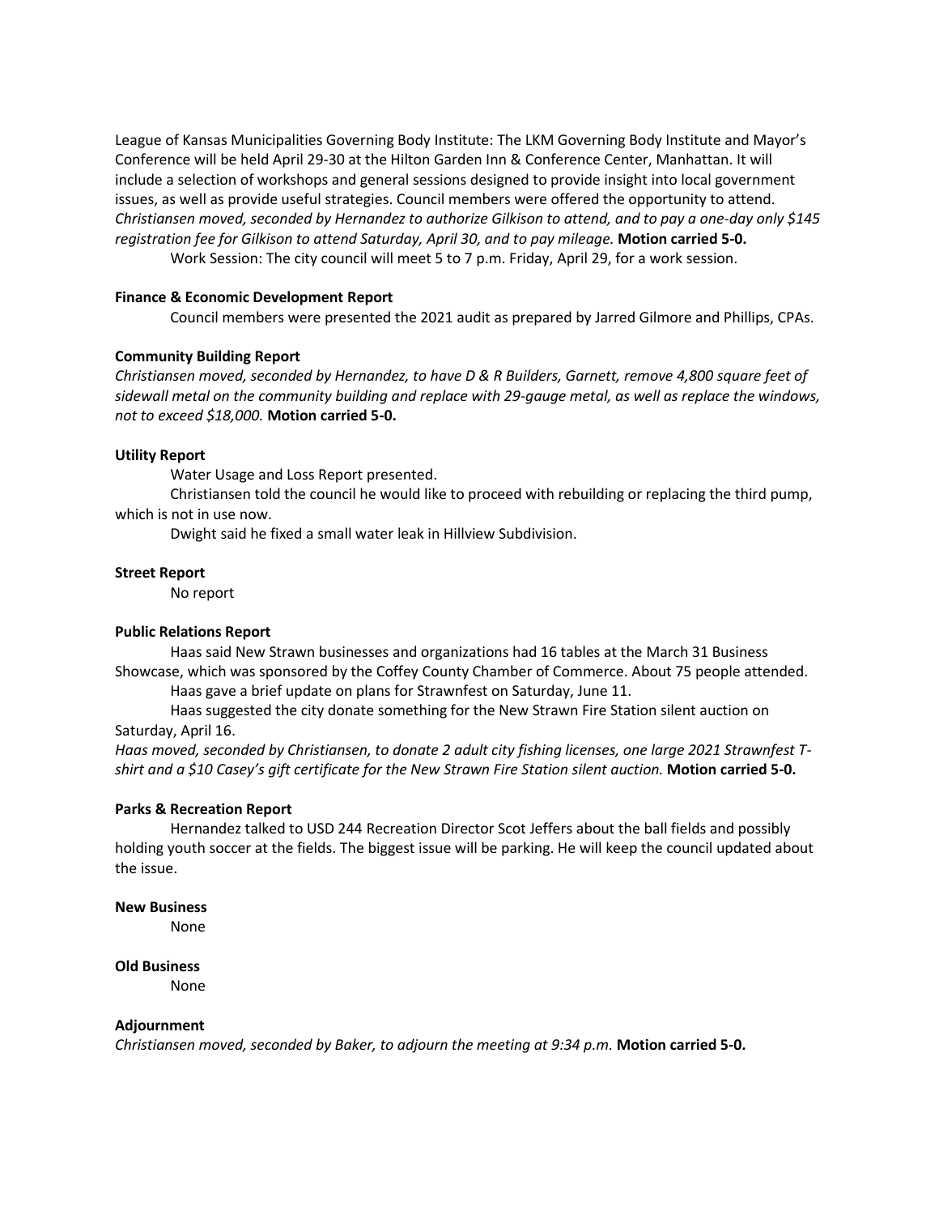League of Kansas Municipalities Governing Body Institute: The LKM Governing Body Institute and Mayor's Conference will be held April 29-30 at the Hilton Garden Inn & Conference Center, Manhattan. It will include a selection of workshops and general sessions designed to provide insight into local government issues, as well as provide useful strategies. Council members were offered the opportunity to attend. *Christiansen moved, seconded by Hernandez to authorize Gilkison to attend, and to pay a one-day only $145 registration fee for Gilkison to attend Saturday, April 30, and to pay mileage.* **Motion carried 5-0.**

Work Session: The city council will meet 5 to 7 p.m. Friday, April 29, for a work session.

**Finance & Economic Development Report**

Council members were presented the 2021 audit as prepared by Jarred Gilmore and Phillips, CPAs.

**Community Building Report**

*Christiansen moved, seconded by Hernandez, to have D & R Builders, Garnett, remove 4,800 square feet of sidewall metal on the community building and replace with 29-gauge metal, as well as replace the windows, not to exceed $18,000.* **Motion carried 5-0.**

**Utility Report**

Water Usage and Loss Report presented.

Christiansen told the council he would like to proceed with rebuilding or replacing the third pump, which is not in use now.

Dwight said he fixed a small water leak in Hillview Subdivision.

**Street Report**

No report

**Public Relations Report**

Haas said New Strawn businesses and organizations had 16 tables at the March 31 Business Showcase, which was sponsored by the Coffey County Chamber of Commerce. About 75 people attended.

Haas gave a brief update on plans for Strawnfest on Saturday, June 11.

Haas suggested the city donate something for the New Strawn Fire Station silent auction on Saturday, April 16.

*Haas moved, seconded by Christiansen, to donate 2 adult city fishing licenses, one large 2021 Strawnfest T-shirt and a $10 Casey's gift certificate for the New Strawn Fire Station silent auction.* **Motion carried 5-0.**

**Parks & Recreation Report**

Hernandez talked to USD 244 Recreation Director Scot Jeffers about the ball fields and possibly holding youth soccer at the fields. The biggest issue will be parking. He will keep the council updated about the issue.

**New Business**

None

**Old Business**

None

**Adjournment**

*Christiansen moved, seconded by Baker, to adjourn the meeting at 9:34 p.m.* **Motion carried 5-0.**